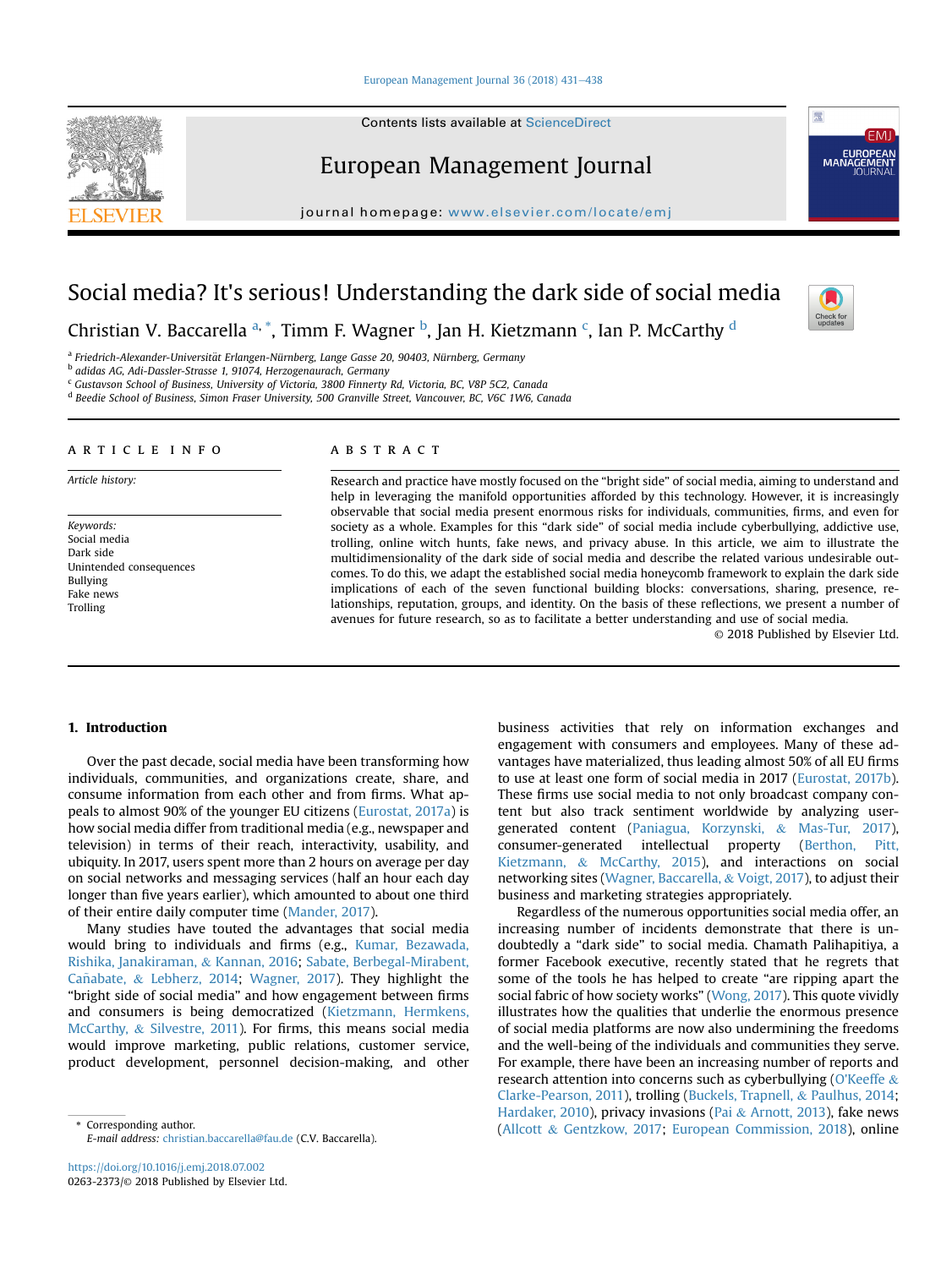# Social media? It's serious! Understanding the dark side of social media

Christian V. Baccarella [a,*], Timm F. Wagner [b], Jan H. Kietzmann [c], Ian P. McCarthy [d]

[a] Friedrich-Alexander-Universität Erlangen-Nürnberg, Lange Gasse 20, 90403, Nürnberg, Germany
[b] adidas AG, Adi-Dassler-Strasse 1, 91074, Herzogenaurach, Germany
[c] Gustavson School of Business, University of Victoria, 3800 Finnerty Rd, Victoria, BC, V8P 5C2, Canada
[d] Beedie School of Business, Simon Fraser University, 500 Granville Street, Vancouver, BC, V6C 1W6, Canada

**ARTICLE INFO**

*Article history:*

*Keywords:*
Social media
Dark side
Unintended consequences
Bullying
Fake news
Trolling

**ABSTRACT**

Research and practice have mostly focused on the "bright side" of social media, aiming to understand and help in leveraging the manifold opportunities afforded by this technology. However, it is increasingly observable that social media present enormous risks for individuals, communities, firms, and even for society as a whole. Examples for this "dark side" of social media include cyberbullying, addictive use, trolling, online witch hunts, fake news, and privacy abuse. In this article, we aim to illustrate the multidimensionality of the dark side of social media and describe the related various undesirable outcomes. To do this, we adapt the established social media honeycomb framework to explain the dark side implications of each of the seven functional building blocks: conversations, sharing, presence, relationships, reputation, groups, and identity. On the basis of these reflections, we present a number of avenues for future research, so as to facilitate a better understanding and use of social media.

© 2018 Published by Elsevier Ltd.

## 1. Introduction

Over the past decade, social media have been transforming how individuals, communities, and organizations create, share, and consume information from each other and from firms. What appeals to almost 90% of the younger EU citizens (Eurostat, 2017a) is how social media differ from traditional media (e.g., newspaper and television) in terms of their reach, interactivity, usability, and ubiquity. In 2017, users spent more than 2 hours on average per day on social networks and messaging services (half an hour each day longer than five years earlier), which amounted to about one third of their entire daily computer time (Mander, 2017).

Many studies have touted the advantages that social media would bring to individuals and firms (e.g., Kumar, Bezawada, Rishika, Janakiraman, & Kannan, 2016; Sabate, Berbegal-Mirabent, Cañabate, & Lebherz, 2014; Wagner, 2017). They highlight the "bright side of social media" and how engagement between firms and consumers is being democratized (Kietzmann, Hermkens, McCarthy, & Silvestre, 2011). For firms, this means social media would improve marketing, public relations, customer service, product development, personnel decision-making, and other business activities that rely on information exchanges and engagement with consumers and employees. Many of these advantages have materialized, thus leading almost 50% of all EU firms to use at least one form of social media in 2017 (Eurostat, 2017b). These firms use social media to not only broadcast company content but also track sentiment worldwide by analyzing user-generated content (Paniagua, Korzynski, & Mas-Tur, 2017), consumer-generated intellectual property (Berthon, Pitt, Kietzmann, & McCarthy, 2015), and interactions on social networking sites (Wagner, Baccarella, & Voigt, 2017), to adjust their business and marketing strategies appropriately.

Regardless of the numerous opportunities social media offer, an increasing number of incidents demonstrate that there is undoubtedly a "dark side" to social media. Chamath Palihapitiya, a former Facebook executive, recently stated that he regrets that some of the tools he has helped to create "are ripping apart the social fabric of how society works" (Wong, 2017). This quote vividly illustrates how the qualities that underlie the enormous presence of social media platforms are now also undermining the freedoms and the well-being of the individuals and communities they serve. For example, there have been an increasing number of reports and research attention into concerns such as cyberbullying (O'Keeffe & Clarke-Pearson, 2011), trolling (Buckels, Trapnell, & Paulhus, 2014; Hardaker, 2010), privacy invasions (Pai & Arnott, 2013), fake news (Allcott & Gentzkow, 2017; European Commission, 2018), online

\* Corresponding author.
*E-mail address:* christian.baccarella@fau.de (C.V. Baccarella).

https://doi.org/10.1016/j.emj.2018.07.002
0263-2373/© 2018 Published by Elsevier Ltd.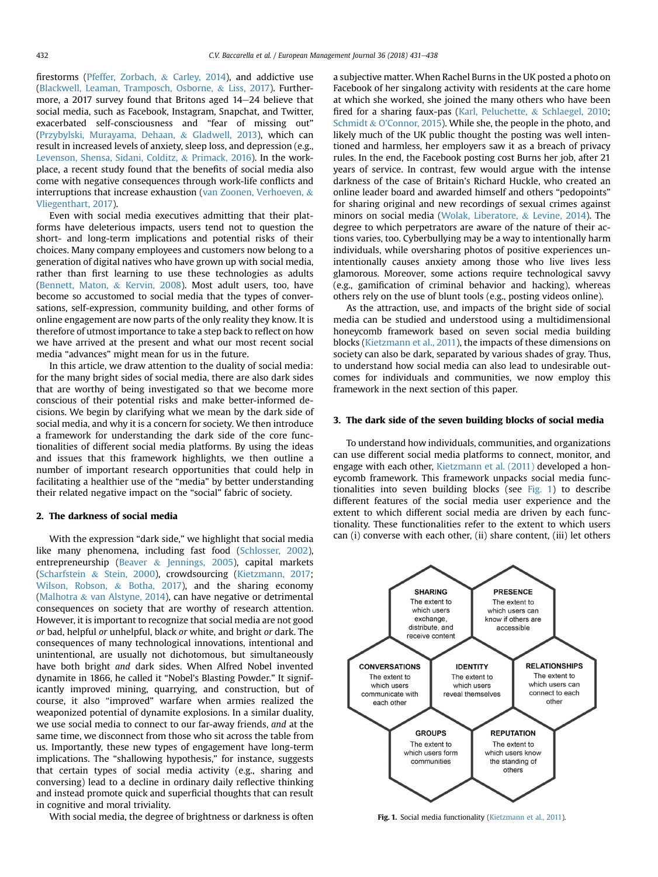firestorms (Pfeffer, Zorbach, & Carley, 2014), and addictive use (Blackwell, Leaman, Tramposch, Osborne, & Liss, 2017). Furthermore, a 2017 survey found that Britons aged 14–24 believe that social media, such as Facebook, Instagram, Snapchat, and Twitter, exacerbated self-consciousness and "fear of missing out" (Przybylski, Murayama, Dehaan, & Gladwell, 2013), which can result in increased levels of anxiety, sleep loss, and depression (e.g., Levenson, Shensa, Sidani, Colditz, & Primack, 2016). In the workplace, a recent study found that the benefits of social media also come with negative consequences through work-life conflicts and interruptions that increase exhaustion (van Zoonen, Verhoeven, & Vliegenthart, 2017).

Even with social media executives admitting that their platforms have deleterious impacts, users tend not to question the short- and long-term implications and potential risks of their choices. Many company employees and customers now belong to a generation of digital natives who have grown up with social media, rather than first learning to use these technologies as adults (Bennett, Maton, & Kervin, 2008). Most adult users, too, have become so accustomed to social media that the types of conversations, self-expression, community building, and other forms of online engagement are now parts of the only reality they know. It is therefore of utmost importance to take a step back to reflect on how we have arrived at the present and what our most recent social media "advances" might mean for us in the future.

In this article, we draw attention to the duality of social media: for the many bright sides of social media, there are also dark sides that are worthy of being investigated so that we become more conscious of their potential risks and make better-informed decisions. We begin by clarifying what we mean by the dark side of social media, and why it is a concern for society. We then introduce a framework for understanding the dark side of the core functionalities of different social media platforms. By using the ideas and issues that this framework highlights, we then outline a number of important research opportunities that could help in facilitating a healthier use of the "media" by better understanding their related negative impact on the "social" fabric of society.

## 2. The darkness of social media

With the expression "dark side," we highlight that social media like many phenomena, including fast food (Schlosser, 2002), entrepreneurship (Beaver & Jennings, 2005), capital markets (Scharfstein & Stein, 2000), crowdsourcing (Kietzmann, 2017; Wilson, Robson, & Botha, 2017), and the sharing economy (Malhotra & van Alstyne, 2014), can have negative or detrimental consequences on society that are worthy of research attention. However, it is important to recognize that social media are not good *or* bad, helpful *or* unhelpful, black *or* white, and bright *or* dark. The consequences of many technological innovations, intentional and unintentional, are usually not dichotomous, but simultaneously have both bright *and* dark sides. When Alfred Nobel invented dynamite in 1866, he called it "Nobel's Blasting Powder." It significantly improved mining, quarrying, and construction, but of course, it also "improved" warfare when armies realized the weaponized potential of dynamite explosions. In a similar duality, we use social media to connect to our far-away friends, *and* at the same time, we disconnect from those who sit across the table from us. Importantly, these new types of engagement have long-term implications. The "shallowing hypothesis," for instance, suggests that certain types of social media activity (e.g., sharing and conversing) lead to a decline in ordinary daily reflective thinking and instead promote quick and superficial thoughts that can result in cognitive and moral triviality.

With social media, the degree of brightness or darkness is often a subjective matter. When Rachel Burns in the UK posted a photo on Facebook of her singalong activity with residents at the care home at which she worked, she joined the many others who have been fired for a sharing faux-pas (Karl, Peluchette, & Schlaegel, 2010; Schmidt & O'Connor, 2015). While she, the people in the photo, and likely much of the UK public thought the posting was well intentioned and harmless, her employers saw it as a breach of privacy rules. In the end, the Facebook posting cost Burns her job, after 21 years of service. In contrast, few would argue with the intense darkness of the case of Britain's Richard Huckle, who created an online leader board and awarded himself and others "pedopoints" for sharing original and new recordings of sexual crimes against minors on social media (Wolak, Liberatore, & Levine, 2014). The degree to which perpetrators are aware of the nature of their actions varies, too. Cyberbullying may be a way to intentionally harm individuals, while oversharing photos of positive experiences unintentionally causes anxiety among those who live lives less glamorous. Moreover, some actions require technological savvy (e.g., gamification of criminal behavior and hacking), whereas others rely on the use of blunt tools (e.g., posting videos online).

As the attraction, use, and impacts of the bright side of social media can be studied and understood using a multidimensional honeycomb framework based on seven social media building blocks (Kietzmann et al., 2011), the impacts of these dimensions on society can also be dark, separated by various shades of gray. Thus, to understand how social media can also lead to undesirable outcomes for individuals and communities, we now employ this framework in the next section of this paper.

## 3. The dark side of the seven building blocks of social media

To understand how individuals, communities, and organizations can use different social media platforms to connect, monitor, and engage with each other, Kietzmann et al. (2011) developed a honeycomb framework. This framework unpacks social media functionalities into seven building blocks (see Fig. 1) to describe different features of the social media user experience and the extent to which different social media are driven by each functionality. These functionalities refer to the extent to which users can (i) converse with each other, (ii) share content, (iii) let others

SHARING
The extent to which users exchange, distribute, and receive content

PRESENCE
The extent to which users can know if others are accessible

CONVERSATIONS
The extent to which users communicate with each other

IDENTITY
The extent to which users reveal themselves

RELATIONSHIPS
The extent to which users can connect to each other

GROUPS
The extent to which users form communities

REPUTATION
The extent to which users know the standing of others

**Fig. 1.** Social media functionality (Kietzmann et al., 2011).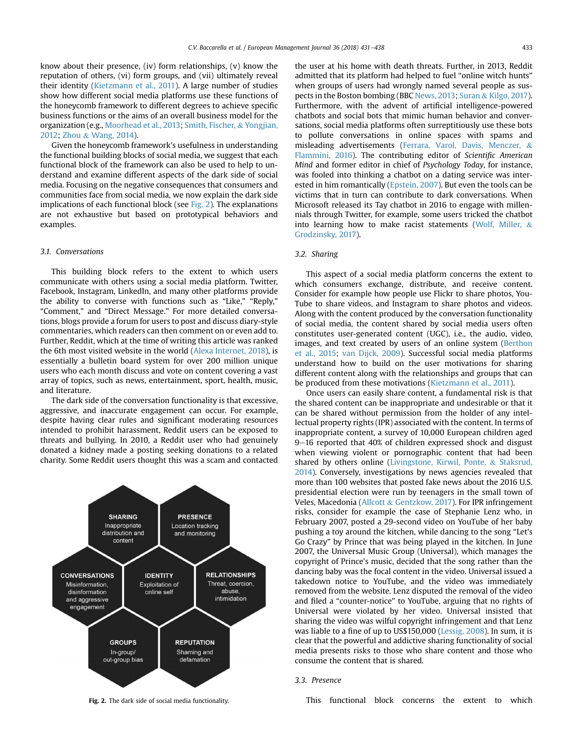know about their presence, (iv) form relationships, (v) know the reputation of others, (vi) form groups, and (vii) ultimately reveal their identity (Kietzmann et al., 2011). A large number of studies show how different social media platforms use these functions of the honeycomb framework to different degrees to achieve specific business functions or the aims of an overall business model for the organization (e.g., Moorhead et al., 2013; Smith, Fischer, & Yongjian, 2012; Zhou & Wang, 2014).

Given the honeycomb framework's usefulness in understanding the functional building blocks of social media, we suggest that each functional block of the framework can also be used to help to understand and examine different aspects of the dark side of social media. Focusing on the negative consequences that consumers and communities face from social media, we now explain the dark side implications of each functional block (see Fig. 2). The explanations are not exhaustive but based on prototypical behaviors and examples.

### 3.1. Conversations

This building block refers to the extent to which users communicate with others using a social media platform. Twitter, Facebook, Instagram, LinkedIn, and many other platforms provide the ability to converse with functions such as "Like," "Reply," "Comment," and "Direct Message." For more detailed conversations, blogs provide a forum for users to post and discuss diary-style commentaries, which readers can then comment on or even add to. Further, Reddit, which at the time of writing this article was ranked the 6th most visited website in the world (Alexa Internet, 2018), is essentially a bulletin board system for over 200 million unique users who each month discuss and vote on content covering a vast array of topics, such as news, entertainment, sport, health, music, and literature.

The dark side of the conversation functionality is that excessive, aggressive, and inaccurate engagement can occur. For example, despite having clear rules and significant moderating resources intended to prohibit harassment, Reddit users can be exposed to threats and bullying. In 2010, a Reddit user who had genuinely donated a kidney made a posting seeking donations to a related charity. Some Reddit users thought this was a scam and contacted the user at his home with death threats. Further, in 2013, Reddit admitted that its platform had helped to fuel "online witch hunts" when groups of users had wrongly named several people as suspects in the Boston bombing (BBC News, 2013; Suran & Kilgo, 2017). Furthermore, with the advent of artificial intelligence-powered chatbots and social bots that mimic human behavior and conversations, social media platforms often surreptitiously use these bots to pollute conversations in online spaces with spams and misleading advertisements (Ferrara, Varol, Davis, Menczer, & Flammini, 2016). The contributing editor of *Scientific American Mind* and former editor in chief of *Psychology Today*, for instance, was fooled into thinking a chatbot on a dating service was interested in him romantically (Epstein, 2007). But even the tools can be victims that in turn can contribute to dark conversations. When Microsoft released its Tay chatbot in 2016 to engage with millennials through Twitter, for example, some users tricked the chatbot into learning how to make racist statements (Wolf, Miller, & Grodzinsky, 2017).

SHARING
Inappropriate distribution and content

PRESENCE
Location tracking and monitoring

CONVERSATIONS
Misinformation, disinformation and aggressive engagement

IDENTITY
Exploitation of online self

RELATIONSHIPS
Threat, coercion, abuse, intimidation

GROUPS
In-group/ out-group bias

REPUTATION
Shaming and defamation

**Fig. 2.** The dark side of social media functionality.

### 3.2. Sharing

This aspect of a social media platform concerns the extent to which consumers exchange, distribute, and receive content. Consider for example how people use Flickr to share photos, YouTube to share videos, and Instagram to share photos and videos. Along with the content produced by the conversation functionality of social media, the content shared by social media users often constitutes user-generated content (UGC), i.e., the audio, video, images, and text created by users of an online system (Berthon et al., 2015; van Dijck, 2009). Successful social media platforms understand how to build on the user motivations for sharing different content along with the relationships and groups that can be produced from these motivations (Kietzmann et al., 2011).

Once users can easily share content, a fundamental risk is that the shared content can be inappropriate and undesirable or that it can be shared without permission from the holder of any intellectual property rights (IPR) associated with the content. In terms of inappropriate content, a survey of 10,000 European children aged 9–16 reported that 40% of children expressed shock and disgust when viewing violent or pornographic content that had been shared by others online (Livingstone, Kirwil, Ponte, & Staksrud, 2014). Conversely, investigations by news agencies revealed that more than 100 websites that posted fake news about the 2016 U.S. presidential election were run by teenagers in the small town of Veles, Macedonia (Allcott & Gentzkow, 2017). For IPR infringement risks, consider for example the case of Stephanie Lenz who, in February 2007, posted a 29-second video on YouTube of her baby pushing a toy around the kitchen, while dancing to the song "Let's Go Crazy" by Prince that was being played in the kitchen. In June 2007, the Universal Music Group (Universal), which manages the copyright of Prince's music, decided that the song rather than the dancing baby was the focal content in the video. Universal issued a takedown notice to YouTube, and the video was immediately removed from the website. Lenz disputed the removal of the video and filed a "counter-notice" to YouTube, arguing that no rights of Universal were violated by her video. Universal insisted that sharing the video was wilful copyright infringement and that Lenz was liable to a fine of up to US$150,000 (Lessig, 2008). In sum, it is clear that the powerful and addictive sharing functionality of social media presents risks to those who share content and those who consume the content that is shared.

### 3.3. Presence

This functional block concerns the extent to which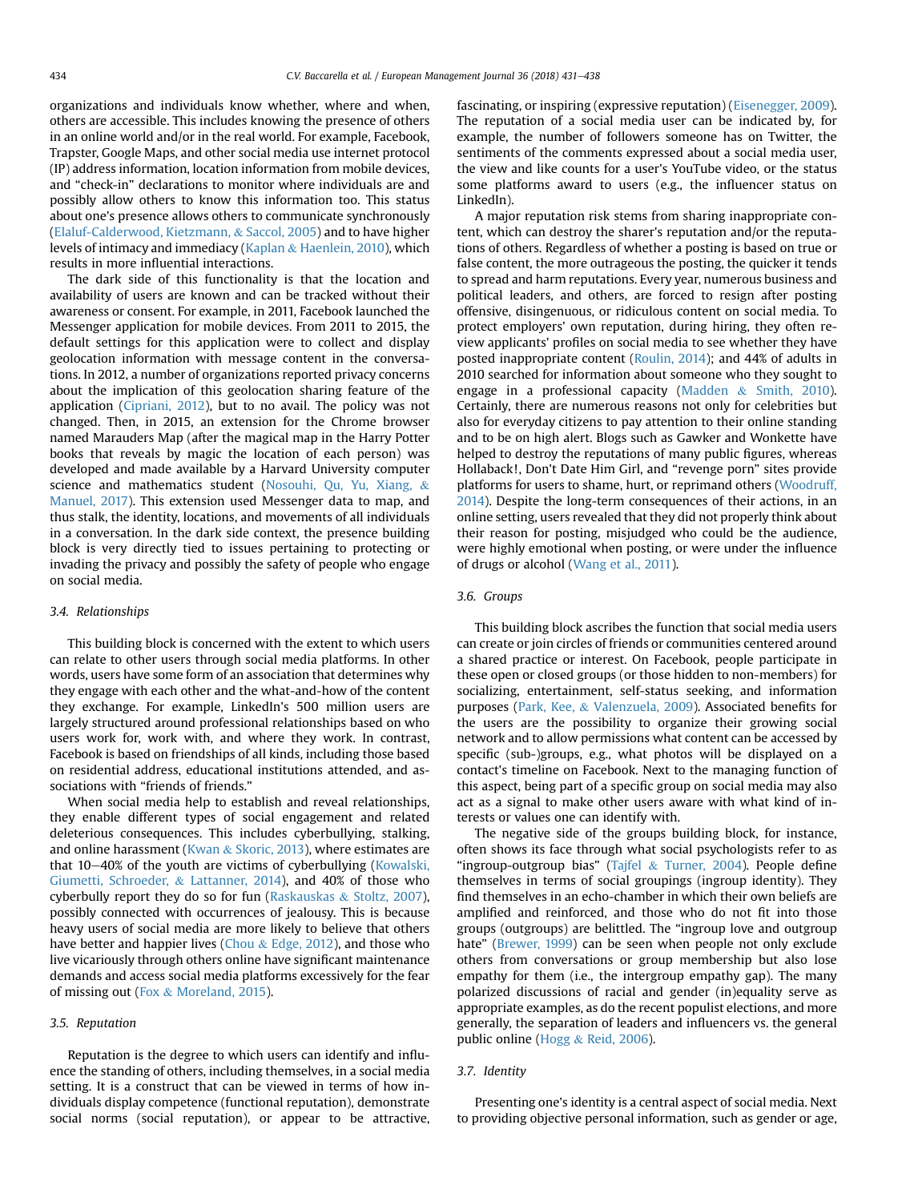organizations and individuals know whether, where and when, others are accessible. This includes knowing the presence of others in an online world and/or in the real world. For example, Facebook, Trapster, Google Maps, and other social media use internet protocol (IP) address information, location information from mobile devices, and "check-in" declarations to monitor where individuals are and possibly allow others to know this information too. This status about one's presence allows others to communicate synchronously (Elaluf-Calderwood, Kietzmann, & Saccol, 2005) and to have higher levels of intimacy and immediacy (Kaplan & Haenlein, 2010), which results in more influential interactions.

The dark side of this functionality is that the location and availability of users are known and can be tracked without their awareness or consent. For example, in 2011, Facebook launched the Messenger application for mobile devices. From 2011 to 2015, the default settings for this application were to collect and display geolocation information with message content in the conversations. In 2012, a number of organizations reported privacy concerns about the implication of this geolocation sharing feature of the application (Cipriani, 2012), but to no avail. The policy was not changed. Then, in 2015, an extension for the Chrome browser named Marauders Map (after the magical map in the Harry Potter books that reveals by magic the location of each person) was developed and made available by a Harvard University computer science and mathematics student (Nosouhi, Qu, Yu, Xiang, & Manuel, 2017). This extension used Messenger data to map, and thus stalk, the identity, locations, and movements of all individuals in a conversation. In the dark side context, the presence building block is very directly tied to issues pertaining to protecting or invading the privacy and possibly the safety of people who engage on social media.

### 3.4. Relationships

This building block is concerned with the extent to which users can relate to other users through social media platforms. In other words, users have some form of an association that determines why they engage with each other and the what-and-how of the content they exchange. For example, LinkedIn's 500 million users are largely structured around professional relationships based on who users work for, work with, and where they work. In contrast, Facebook is based on friendships of all kinds, including those based on residential address, educational institutions attended, and associations with "friends of friends."

When social media help to establish and reveal relationships, they enable different types of social engagement and related deleterious consequences. This includes cyberbullying, stalking, and online harassment (Kwan & Skoric, 2013), where estimates are that 10–40% of the youth are victims of cyberbullying (Kowalski, Giumetti, Schroeder, & Lattanner, 2014), and 40% of those who cyberbully report they do so for fun (Raskauskas & Stoltz, 2007), possibly connected with occurrences of jealousy. This is because heavy users of social media are more likely to believe that others have better and happier lives (Chou & Edge, 2012), and those who live vicariously through others online have significant maintenance demands and access social media platforms excessively for the fear of missing out (Fox & Moreland, 2015).

### 3.5. Reputation

Reputation is the degree to which users can identify and influence the standing of others, including themselves, in a social media setting. It is a construct that can be viewed in terms of how individuals display competence (functional reputation), demonstrate social norms (social reputation), or appear to be attractive, fascinating, or inspiring (expressive reputation) (Eisenegger, 2009). The reputation of a social media user can be indicated by, for example, the number of followers someone has on Twitter, the sentiments of the comments expressed about a social media user, the view and like counts for a user's YouTube video, or the status some platforms award to users (e.g., the influencer status on LinkedIn).

A major reputation risk stems from sharing inappropriate content, which can destroy the sharer's reputation and/or the reputations of others. Regardless of whether a posting is based on true or false content, the more outrageous the posting, the quicker it tends to spread and harm reputations. Every year, numerous business and political leaders, and others, are forced to resign after posting offensive, disingenuous, or ridiculous content on social media. To protect employers' own reputation, during hiring, they often review applicants' profiles on social media to see whether they have posted inappropriate content (Roulin, 2014); and 44% of adults in 2010 searched for information about someone who they sought to engage in a professional capacity (Madden & Smith, 2010). Certainly, there are numerous reasons not only for celebrities but also for everyday citizens to pay attention to their online standing and to be on high alert. Blogs such as Gawker and Wonkette have helped to destroy the reputations of many public figures, whereas Hollaback!, Don't Date Him Girl, and "revenge porn" sites provide platforms for users to shame, hurt, or reprimand others (Woodruff, 2014). Despite the long-term consequences of their actions, in an online setting, users revealed that they did not properly think about their reason for posting, misjudged who could be the audience, were highly emotional when posting, or were under the influence of drugs or alcohol (Wang et al., 2011).

### 3.6. Groups

This building block ascribes the function that social media users can create or join circles of friends or communities centered around a shared practice or interest. On Facebook, people participate in these open or closed groups (or those hidden to non-members) for socializing, entertainment, self-status seeking, and information purposes (Park, Kee, & Valenzuela, 2009). Associated benefits for the users are the possibility to organize their growing social network and to allow permissions what content can be accessed by specific (sub-)groups, e.g., what photos will be displayed on a contact's timeline on Facebook. Next to the managing function of this aspect, being part of a specific group on social media may also act as a signal to make other users aware with what kind of interests or values one can identify with.

The negative side of the groups building block, for instance, often shows its face through what social psychologists refer to as "ingroup-outgroup bias" (Tajfel & Turner, 2004). People define themselves in terms of social groupings (ingroup identity). They find themselves in an echo-chamber in which their own beliefs are amplified and reinforced, and those who do not fit into those groups (outgroups) are belittled. The "ingroup love and outgroup hate" (Brewer, 1999) can be seen when people not only exclude others from conversations or group membership but also lose empathy for them (i.e., the intergroup empathy gap). The many polarized discussions of racial and gender (in)equality serve as appropriate examples, as do the recent populist elections, and more generally, the separation of leaders and influencers vs. the general public online (Hogg & Reid, 2006).

### 3.7. Identity

Presenting one's identity is a central aspect of social media. Next to providing objective personal information, such as gender or age,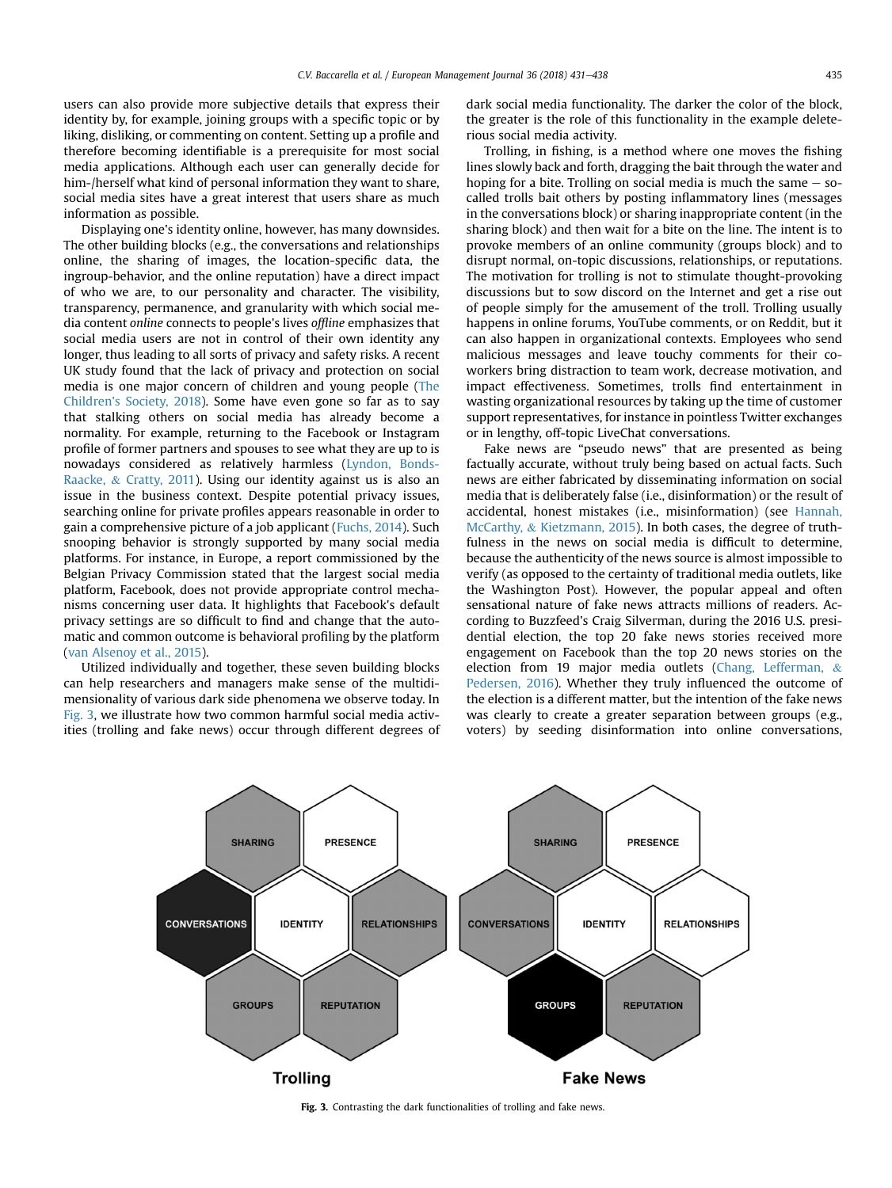users can also provide more subjective details that express their identity by, for example, joining groups with a specific topic or by liking, disliking, or commenting on content. Setting up a profile and therefore becoming identifiable is a prerequisite for most social media applications. Although each user can generally decide for him-/herself what kind of personal information they want to share, social media sites have a great interest that users share as much information as possible.

Displaying one's identity online, however, has many downsides. The other building blocks (e.g., the conversations and relationships online, the sharing of images, the location-specific data, the ingroup-behavior, and the online reputation) have a direct impact of who we are, to our personality and character. The visibility, transparency, permanence, and granularity with which social media content *online* connects to people's lives *offline* emphasizes that social media users are not in control of their own identity any longer, thus leading to all sorts of privacy and safety risks. A recent UK study found that the lack of privacy and protection on social media is one major concern of children and young people (The Children's Society, 2018). Some have even gone so far as to say that stalking others on social media has already become a normality. For example, returning to the Facebook or Instagram profile of former partners and spouses to see what they are up to is nowadays considered as relatively harmless (Lyndon, Bonds-Raacke, & Cratty, 2011). Using our identity against us is also an issue in the business context. Despite potential privacy issues, searching online for private profiles appears reasonable in order to gain a comprehensive picture of a job applicant (Fuchs, 2014). Such snooping behavior is strongly supported by many social media platforms. For instance, in Europe, a report commissioned by the Belgian Privacy Commission stated that the largest social media platform, Facebook, does not provide appropriate control mechanisms concerning user data. It highlights that Facebook's default privacy settings are so difficult to find and change that the automatic and common outcome is behavioral profiling by the platform (van Alsenoy et al., 2015).

Utilized individually and together, these seven building blocks can help researchers and managers make sense of the multidimensionality of various dark side phenomena we observe today. In Fig. 3, we illustrate how two common harmful social media activities (trolling and fake news) occur through different degrees of dark social media functionality. The darker the color of the block, the greater is the role of this functionality in the example deleterious social media activity.

Trolling, in fishing, is a method where one moves the fishing lines slowly back and forth, dragging the bait through the water and hoping for a bite. Trolling on social media is much the same — so-called trolls bait others by posting inflammatory lines (messages in the conversations block) or sharing inappropriate content (in the sharing block) and then wait for a bite on the line. The intent is to provoke members of an online community (groups block) and to disrupt normal, on-topic discussions, relationships, or reputations. The motivation for trolling is not to stimulate thought-provoking discussions but to sow discord on the Internet and get a rise out of people simply for the amusement of the troll. Trolling usually happens in online forums, YouTube comments, or on Reddit, but it can also happen in organizational contexts. Employees who send malicious messages and leave touchy comments for their co-workers bring distraction to team work, decrease motivation, and impact effectiveness. Sometimes, trolls find entertainment in wasting organizational resources by taking up the time of customer support representatives, for instance in pointless Twitter exchanges or in lengthy, off-topic LiveChat conversations.

Fake news are "pseudo news" that are presented as being factually accurate, without truly being based on actual facts. Such news are either fabricated by disseminating information on social media that is deliberately false (i.e., disinformation) or the result of accidental, honest mistakes (i.e., misinformation) (see Hannah, McCarthy, & Kietzmann, 2015). In both cases, the degree of truthfulness in the news on social media is difficult to determine, because the authenticity of the news source is almost impossible to verify (as opposed to the certainty of traditional media outlets, like the Washington Post). However, the popular appeal and often sensational nature of fake news attracts millions of readers. According to Buzzfeed's Craig Silverman, during the 2016 U.S. presidential election, the top 20 fake news stories received more engagement on Facebook than the top 20 news stories on the election from 19 major media outlets (Chang, Lefferman, & Pedersen, 2016). Whether they truly influenced the outcome of the election is a different matter, but the intention of the fake news was clearly to create a greater separation between groups (e.g., voters) by seeding disinformation into online conversations,

SHARING
PRESENCE
CONVERSATIONS
IDENTITY
RELATIONSHIPS
GROUPS
REPUTATION
Trolling

SHARING
PRESENCE
CONVERSATIONS
IDENTITY
RELATIONSHIPS
GROUPS
REPUTATION
Fake News

**Fig. 3.** Contrasting the dark functionalities of trolling and fake news.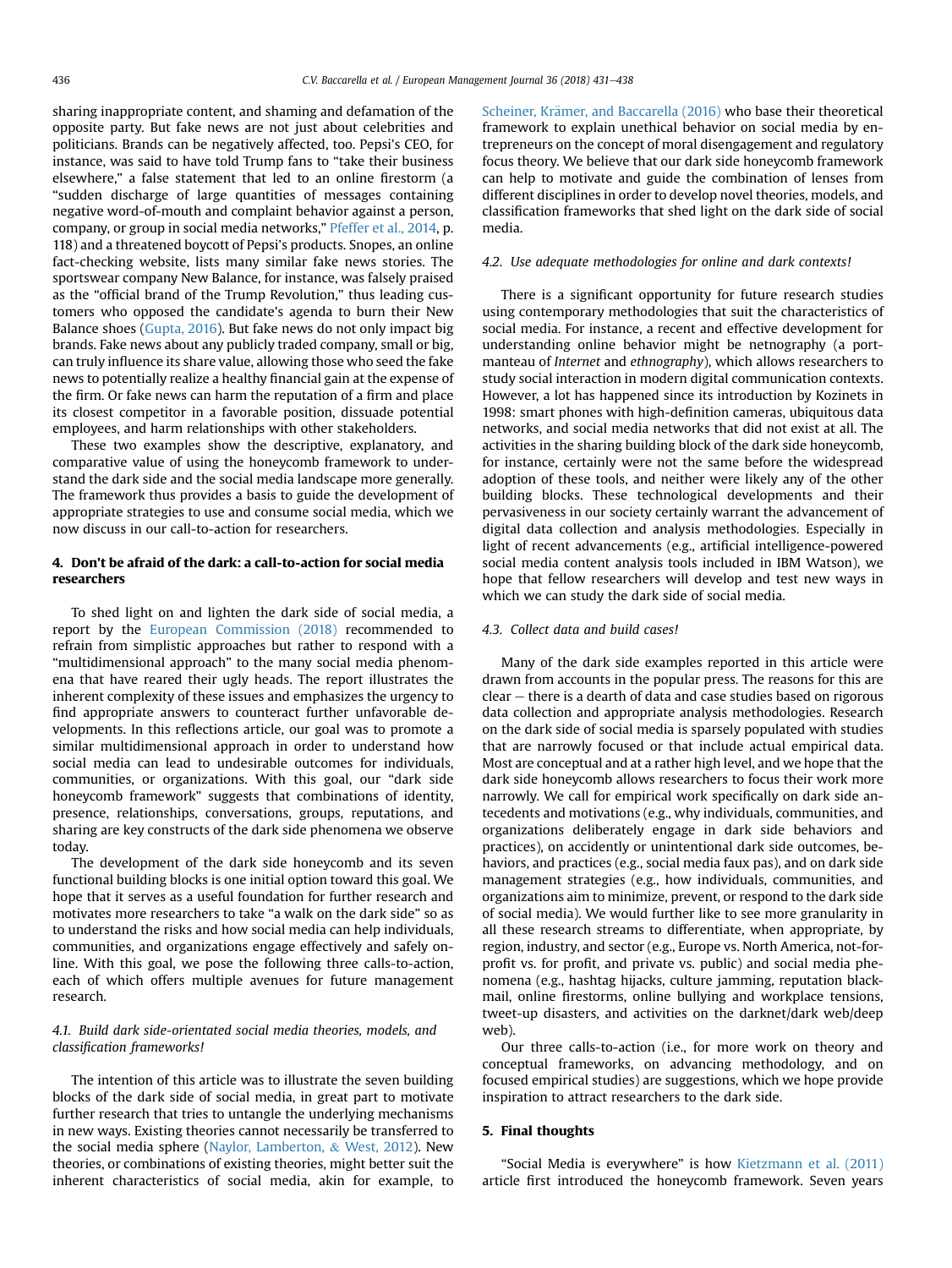sharing inappropriate content, and shaming and defamation of the opposite party. But fake news are not just about celebrities and politicians. Brands can be negatively affected, too. Pepsi's CEO, for instance, was said to have told Trump fans to "take their business elsewhere," a false statement that led to an online firestorm (a "sudden discharge of large quantities of messages containing negative word-of-mouth and complaint behavior against a person, company, or group in social media networks," Pfeffer et al., 2014, p. 118) and a threatened boycott of Pepsi's products. Snopes, an online fact-checking website, lists many similar fake news stories. The sportswear company New Balance, for instance, was falsely praised as the "official brand of the Trump Revolution," thus leading customers who opposed the candidate's agenda to burn their New Balance shoes (Gupta, 2016). But fake news do not only impact big brands. Fake news about any publicly traded company, small or big, can truly influence its share value, allowing those who seed the fake news to potentially realize a healthy financial gain at the expense of the firm. Or fake news can harm the reputation of a firm and place its closest competitor in a favorable position, dissuade potential employees, and harm relationships with other stakeholders.

These two examples show the descriptive, explanatory, and comparative value of using the honeycomb framework to understand the dark side and the social media landscape more generally. The framework thus provides a basis to guide the development of appropriate strategies to use and consume social media, which we now discuss in our call-to-action for researchers.

## 4. Don't be afraid of the dark: a call-to-action for social media researchers

To shed light on and lighten the dark side of social media, a report by the European Commission (2018) recommended to refrain from simplistic approaches but rather to respond with a "multidimensional approach" to the many social media phenomena that have reared their ugly heads. The report illustrates the inherent complexity of these issues and emphasizes the urgency to find appropriate answers to counteract further unfavorable developments. In this reflections article, our goal was to promote a similar multidimensional approach in order to understand how social media can lead to undesirable outcomes for individuals, communities, or organizations. With this goal, our "dark side honeycomb framework" suggests that combinations of identity, presence, relationships, conversations, groups, reputations, and sharing are key constructs of the dark side phenomena we observe today.

The development of the dark side honeycomb and its seven functional building blocks is one initial option toward this goal. We hope that it serves as a useful foundation for further research and motivates more researchers to take "a walk on the dark side" so as to understand the risks and how social media can help individuals, communities, and organizations engage effectively and safely online. With this goal, we pose the following three calls-to-action, each of which offers multiple avenues for future management research.

### 4.1. Build dark side-orientated social media theories, models, and classification frameworks!

The intention of this article was to illustrate the seven building blocks of the dark side of social media, in great part to motivate further research that tries to untangle the underlying mechanisms in new ways. Existing theories cannot necessarily be transferred to the social media sphere (Naylor, Lamberton, & West, 2012). New theories, or combinations of existing theories, might better suit the inherent characteristics of social media, akin for example, to Scheiner, Krämer, and Baccarella (2016) who base their theoretical framework to explain unethical behavior on social media by entrepreneurs on the concept of moral disengagement and regulatory focus theory. We believe that our dark side honeycomb framework can help to motivate and guide the combination of lenses from different disciplines in order to develop novel theories, models, and classification frameworks that shed light on the dark side of social media.

### 4.2. Use adequate methodologies for online and dark contexts!

There is a significant opportunity for future research studies using contemporary methodologies that suit the characteristics of social media. For instance, a recent and effective development for understanding online behavior might be netnography (a portmanteau of *Internet* and *ethnography*), which allows researchers to study social interaction in modern digital communication contexts. However, a lot has happened since its introduction by Kozinets in 1998: smart phones with high-definition cameras, ubiquitous data networks, and social media networks that did not exist at all. The activities in the sharing building block of the dark side honeycomb, for instance, certainly were not the same before the widespread adoption of these tools, and neither were likely any of the other building blocks. These technological developments and their pervasiveness in our society certainly warrant the advancement of digital data collection and analysis methodologies. Especially in light of recent advancements (e.g., artificial intelligence-powered social media content analysis tools included in IBM Watson), we hope that fellow researchers will develop and test new ways in which we can study the dark side of social media.

### 4.3. Collect data and build cases!

Many of the dark side examples reported in this article were drawn from accounts in the popular press. The reasons for this are clear – there is a dearth of data and case studies based on rigorous data collection and appropriate analysis methodologies. Research on the dark side of social media is sparsely populated with studies that are narrowly focused or that include actual empirical data. Most are conceptual and at a rather high level, and we hope that the dark side honeycomb allows researchers to focus their work more narrowly. We call for empirical work specifically on dark side antecedents and motivations (e.g., why individuals, communities, and organizations deliberately engage in dark side behaviors and practices), on accidently or unintentional dark side outcomes, behaviors, and practices (e.g., social media faux pas), and on dark side management strategies (e.g., how individuals, communities, and organizations aim to minimize, prevent, or respond to the dark side of social media). We would further like to see more granularity in all these research streams to differentiate, when appropriate, by region, industry, and sector (e.g., Europe vs. North America, not-for-profit vs. for profit, and private vs. public) and social media phenomena (e.g., hashtag hijacks, culture jamming, reputation blackmail, online firestorms, online bullying and workplace tensions, tweet-up disasters, and activities on the darknet/dark web/deep web).

Our three calls-to-action (i.e., for more work on theory and conceptual frameworks, on advancing methodology, and on focused empirical studies) are suggestions, which we hope provide inspiration to attract researchers to the dark side.

## 5. Final thoughts

"Social Media is everywhere" is how Kietzmann et al. (2011) article first introduced the honeycomb framework. Seven years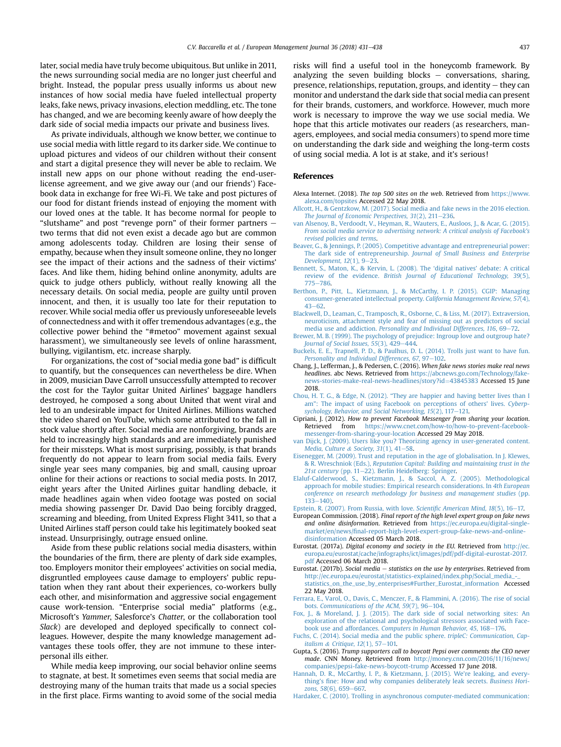later, social media have truly become ubiquitous. But unlike in 2011, the news surrounding social media are no longer just cheerful and bright. Instead, the popular press usually informs us about new instances of how social media have fueled intellectual property leaks, fake news, privacy invasions, election meddling, etc. The tone has changed, and we are becoming keenly aware of how deeply the dark side of social media impacts our private and business lives.

As private individuals, although we know better, we continue to use social media with little regard to its darker side. We continue to upload pictures and videos of our children without their consent and start a digital presence they will never be able to reclaim. We install new apps on our phone without reading the end-user-license agreement, and we give away our (and our friends') Facebook data in exchange for free Wi-Fi. We take and post pictures of our food for distant friends instead of enjoying the moment with our loved ones at the table. It has become normal for people to "slutshame" and post "revenge porn" of their former partners – two terms that did not even exist a decade ago but are common among adolescents today. Children are losing their sense of empathy, because when they insult someone online, they no longer see the impact of their actions and the sadness of their victims' faces. And like them, hiding behind online anonymity, adults are quick to judge others publicly, without really knowing all the necessary details. On social media, people are guilty until proven innocent, and then, it is usually too late for their reputation to recover. While social media offer us previously unforeseeable levels of connectedness and with it offer tremendous advantages (e.g., the collective power behind the "#metoo" movement against sexual harassment), we simultaneously see levels of online harassment, bullying, vigilantism, etc. increase sharply.

For organizations, the cost of "social media gone bad" is difficult to quantify, but the consequences can nevertheless be dire. When in 2009, musician Dave Carroll unsuccessfully attempted to recover the cost for the Taylor guitar United Airlines' baggage handlers destroyed, he composed a song about United that went viral and led to an undesirable impact for United Airlines. Millions watched the video shared on YouTube, which some attributed to the fall in stock value shortly after. Social media are nonforgiving, brands are held to increasingly high standards and are immediately punished for their missteps. What is most surprising, possibly, is that brands frequently do not appear to learn from social media fails. Every single year sees many companies, big and small, causing uproar online for their actions or reactions to social media posts. In 2017, eight years after the United Airlines guitar handling debacle, it made headlines again when video footage was posted on social media showing passenger Dr. David Dao being forcibly dragged, screaming and bleeding, from United Express Flight 3411, so that a United Airlines staff person could take his legitimately booked seat instead. Unsurprisingly, outrage ensued online.

Aside from these public relations social media disasters, within the boundaries of the firm, there are plenty of dark side examples, too. Employers monitor their employees' activities on social media, disgruntled employees cause damage to employers' public reputation when they rant about their experiences, co-workers bully each other, and misinformation and aggressive social engagement cause work-tension. "Enterprise social media" platforms (e.g., Microsoft's *Yammer*, Salesforce's *Chatter*, or the collaboration tool *Slack*) are developed and deployed specifically to connect colleagues. However, despite the many knowledge management advantages these tools offer, they are not immune to these interpersonal ills either.

While media keep improving, our social behavior online seems to stagnate, at best. It sometimes even seems that social media are destroying many of the human traits that made us a social species in the first place. Firms wanting to avoid some of the social media risks will find a useful tool in the honeycomb framework. By analyzing the seven building blocks – conversations, sharing, presence, relationships, reputation, groups, and identity – they can monitor and understand the dark side that social media can present for their brands, customers, and workforce. However, much more work is necessary to improve the way we use social media. We hope that this article motivates our readers (as researchers, managers, employees, and social media consumers) to spend more time on understanding the dark side and weighing the long-term costs of using social media. A lot is at stake, and it's serious!

## References

Alexa Internet. (2018). *The top 500 sites on the web*. Retrieved from https://www.alexa.com/topsites Accessed 22 May 2018.

Allcott, H., & Gentzkow, M. (2017). Social media and fake news in the 2016 election. *The Journal of Economic Perspectives, 31*(2), 211–236.

van Alsenoy, B., Verdoodt, V., Heyman, R., Wauters, E., Ausloos, J., & Acar, G. (2015). *From social media service to advertising network: A critical analysis of Facebook's revised policies and terms*.

Beaver, G., & Jennings, P. (2005). Competitive advantage and entrepreneurial power: The dark side of entrepreneurship. *Journal of Small Business and Enterprise Development, 12*(1), 9–23.

Bennett, S., Maton, K., & Kervin, L. (2008). The 'digital natives' debate: A critical review of the evidence. *British Journal of Educational Technology, 39*(5), 775–786.

Berthon, P., Pitt, L., Kietzmann, J., & McCarthy, I. P. (2015). CGIP: Managing consumer-generated intellectual property. *California Management Review, 57*(4), 43–62.

Blackwell, D., Leaman, C., Tramposch, R., Osborne, C., & Liss, M. (2017). Extraversion, neuroticism, attachment style and fear of missing out as predictors of social media use and addiction. *Personality and Individual Differences, 116*, 69–72.

Brewer, M. B. (1999). The psychology of prejudice: Ingroup love and outgroup hate? *Journal of Social Issues, 55*(3), 429–444.

Buckels, E. E., Trapnell, P. D., & Paulhus, D. L. (2014). Trolls just want to have fun. *Personality and Individual Differences, 67*, 97–102.

Chang, J., Lefferman, J., & Pedersen, C. (2016). *When fake news stories make real news headlines*. abc News. Retrieved from https://abcnews.go.com/Technology/fake-news-stories-make-real-news-headlines/story?id=43845383 Accessed 15 June 2018.

Chou, H. T. G., & Edge, N. (2012). "They are happier and having better lives than I am": The impact of using Facebook on perceptions of others' lives. *Cyberpsychology, Behavior, and Social Networking, 15*(2), 117–121.

Cipriani, J. (2012). *How to prevent Facebook Messenger from sharing your location*. Retrieved from https://www.cnet.com/how-to/how-to-prevent-facebook-messenger-from-sharing-your-location Accessed 29 May 2018.

van Dijck, J. (2009). Users like you? Theorizing agency in user-generated content. *Media, Culture & Society, 31*(1), 41–58.

Eisenegger, M. (2009). Trust and reputation in the age of globalisation. In J. Klewes, & R. Wreschniok (Eds.), *Reputation Capital: Building and maintaining trust in the 21st century* (pp. 11–22). Berlin Heidelberg: Springer.

Elaluf-Calderwood, S., Kietzmann, J., & Saccol, A. Z. (2005). Methodological approach for mobile studies: Empirical research considerations. In *4th European conference on research methodology for business and management studies* (pp. 133–140).

Epstein, R. (2007). From Russia, with love. *Scientific American Mind, 18*(5), 16–17.

European Commission. (2018). *Final report of the high level expert group on fake news and online disinformation*. Retrieved from https://ec.europa.eu/digital-single-market/en/news/final-report-high-level-expert-group-fake-news-and-online-disinformation Accessed 05 March 2018.

Eurostat. (2017a). *Digital economy and society in the EU*. Retrieved from http://ec.europa.eu/eurostat/cache/infographs/ict/images/pdf/pdf-digital-eurostat-2017.pdf Accessed 06 March 2018.

Eurostat. (2017b). *Social media – statistics on the use by enterprises*. Retrieved from http://ec.europa.eu/eurostat/statistics-explained/index.php/Social_media_-_statistics_on_the_use_by_enterprises#Further_Eurostat_information Accessed 22 May 2018.

Ferrara, E., Varol, O., Davis, C., Menczer, F., & Flammini, A. (2016). The rise of social bots. *Communications of the ACM, 59*(7), 96–104.

Fox, J., & Moreland, J. J. (2015). The dark side of social networking sites: An exploration of the relational and psychological stressors associated with Facebook use and affordances. *Computers in Human Behavior, 45*, 168–176.

Fuchs, C. (2014). Social media and the public sphere. *tripleC: Communication, Capitalism & Critique, 12*(1), 57–101.

Gupta, S. (2016). *Trump supporters call to boycott Pepsi over comments the CEO never made*. CNN Money. Retrieved from http://money.cnn.com/2016/11/16/news/companies/pepsi-fake-news-boycott-trump Accessed 17 June 2018.

Hannah, D. R., McCarthy, I. P., & Kietzmann, J. (2015). We're leaking, and everything's fine: How and why companies deliberately leak secrets. *Business Horizons, 58*(6), 659–667.

Hardaker, C. (2010). Trolling in asynchronous computer-mediated communication: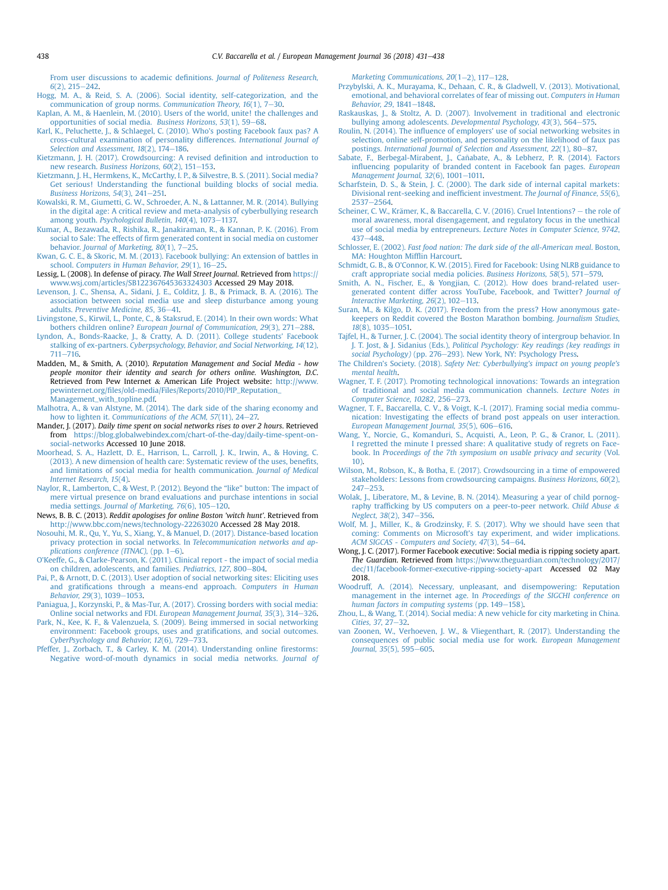From user discussions to academic definitions. *Journal of Politeness Research, 6*(2), 215–242.

Hogg, M. A., & Reid, S. A. (2006). Social identity, self-categorization, and the communication of group norms. *Communication Theory, 16*(1), 7–30.

Kaplan, A. M., & Haenlein, M. (2010). Users of the world, unite! the challenges and opportunities of social media. *Business Horizons, 53*(1), 59–68.

Karl, K., Peluchette, J., & Schlaegel, C. (2010). Who's posting Facebook faux pas? A cross-cultural examination of personality differences. *International Journal of Selection and Assessment, 18*(2), 174–186.

Kietzmann, J. H. (2017). Crowdsourcing: A revised definition and introduction to new research. *Business Horizons, 60*(2), 151–153.

Kietzmann, J. H., Hermkens, K., McCarthy, I. P., & Silvestre, B. S. (2011). Social media? Get serious! Understanding the functional building blocks of social media. *Business Horizons, 54*(3), 241–251.

Kowalski, R. M., Giumetti, G. W., Schroeder, A. N., & Lattanner, M. R. (2014). Bullying in the digital age: A critical review and meta-analysis of cyberbullying research among youth. *Psychological Bulletin, 140*(4), 1073–1137.

Kumar, A., Bezawada, R., Rishika, R., Janakiraman, R., & Kannan, P. K. (2016). From social to Sale: The effects of firm generated content in social media on customer behavior. *Journal of Marketing, 80*(1), 7–25.

Kwan, G. C. E., & Skoric, M. M. (2013). Facebook bullying: An extension of battles in school. *Computers in Human Behavior, 29*(1), 16–25.

Lessig, L. (2008). In defense of piracy. *The Wall Street Journal*. Retrieved from https://www.wsj.com/articles/SB122367645363324303 Accessed 29 May 2018.

Levenson, J. C., Shensa, A., Sidani, J. E., Colditz, J. B., & Primack, B. A. (2016). The association between social media use and sleep disturbance among young adults. *Preventive Medicine, 85*, 36–41.

Livingstone, S., Kirwil, L., Ponte, C., & Staksrud, E. (2014). In their own words: What bothers children online? *European Journal of Communication, 29*(3), 271–288.

Lyndon, A., Bonds-Raacke, J., & Cratty, A. D. (2011). College students' Facebook stalking of ex-partners. *Cyberpsychology, Behavior, and Social Networking, 14*(12), 711–716.

Madden, M., & Smith, A. (2010). *Reputation Management and Social Media - how people monitor their identity and search for others online. Washington, D.C.* Retrieved from Pew Internet & American Life Project website: http://www.pewinternet.org/files/old-media/Files/Reports/2010/PIP_Reputation_Management_with_topline.pdf.

Malhotra, A., & van Alstyne, M. (2014). The dark side of the sharing economy and how to lighten it. *Communications of the ACM, 57*(11), 24–27.

Mander, J. (2017). *Daily time spent on social networks rises to over 2 hours*. Retrieved from https://blog.globalwebindex.com/chart-of-the-day/daily-time-spent-on-social-networks Accessed 10 June 2018.

Moorhead, S. A., Hazlett, D. E., Harrison, L., Carroll, J. K., Irwin, A., & Hoving, C. (2013). A new dimension of health care: Systematic review of the uses, benefits, and limitations of social media for health communication. *Journal of Medical Internet Research, 15*(4).

Naylor, R., Lamberton, C., & West, P. (2012). Beyond the "like" button: The impact of mere virtual presence on brand evaluations and purchase intentions in social media settings. *Journal of Marketing, 76*(6), 105–120.

News, B. B. C. (2013). *Reddit apologises for online Boston 'witch hunt'*. Retrieved from http://www.bbc.com/news/technology-22263020 Accessed 28 May 2018.

Nosouhi, M. R., Qu, Y., Yu, S., Xiang, Y., & Manuel, D. (2017). Distance-based location privacy protection in social networks. In *Telecommunication networks and applications conference (ITNAC),* (pp. 1–6).

O'Keeffe, G., & Clarke-Pearson, K. (2011). Clinical report - the impact of social media on children, adolescents, and families. *Pediatrics, 127*, 800–804.

Pai, P., & Arnott, D. C. (2013). User adoption of social networking sites: Eliciting uses and gratifications through a means-end approach. *Computers in Human Behavior, 29*(3), 1039–1053.

Paniagua, J., Korzynski, P., & Mas-Tur, A. (2017). Crossing borders with social media: Online social networks and FDI. *European Management Journal, 35*(3), 314–326.

Park, N., Kee, K. F., & Valenzuela, S. (2009). Being immersed in social networking environment: Facebook groups, uses and gratifications, and social outcomes. *CyberPsychology and Behavior, 12*(6), 729–733.

Pfeffer, J., Zorbach, T., & Carley, K. M. (2014). Understanding online firestorms: Negative word-of-mouth dynamics in social media networks. *Journal of Marketing Communications, 20*(1–2), 117–128.

Przybylski, A. K., Murayama, K., Dehaan, C. R., & Gladwell, V. (2013). Motivational, emotional, and behavioral correlates of fear of missing out. *Computers in Human Behavior, 29*, 1841–1848.

Raskauskas, J., & Stoltz, A. D. (2007). Involvement in traditional and electronic bullying among adolescents. *Developmental Psychology, 43*(3), 564–575.

Roulin, N. (2014). The influence of employers' use of social networking websites in selection, online self-promotion, and personality on the likelihood of faux pas postings. *International Journal of Selection and Assessment, 22*(1), 80–87.

Sabate, F., Berbegal-Mirabent, J., Cañabate, A., & Lebherz, P. R. (2014). Factors influencing popularity of branded content in Facebook fan pages. *European Management Journal, 32*(6), 1001–1011.

Scharfstein, D. S., & Stein, J. C. (2000). The dark side of internal capital markets: Divisional rent-seeking and inefficient investment. *The Journal of Finance, 55*(6), 2537–2564.

Scheiner, C. W., Krämer, K., & Baccarella, C. V. (2016). Cruel Intentions? – the role of moral awareness, moral disengagement, and regulatory focus in the unethical use of social media by entrepreneurs. *Lecture Notes in Computer Science, 9742*, 437–448.

Schlosser, E. (2002). *Fast food nation: The dark side of the all-American meal*. Boston, MA: Houghton Mifflin Harcourt.

Schmidt, G. B., & O'Connor, K. W. (2015). Fired for Facebook: Using NLRB guidance to craft appropriate social media policies. *Business Horizons, 58*(5), 571–579.

Smith, A. N., Fischer, E., & Yongjian, C. (2012). How does brand-related user-generated content differ across YouTube, Facebook, and Twitter? *Journal of Interactive Marketing, 26*(2), 102–113.

Suran, M., & Kilgo, D. K. (2017). Freedom from the press? How anonymous gatekeepers on Reddit covered the Boston Marathon bombing. *Journalism Studies, 18*(8), 1035–1051.

Tajfel, H., & Turner, J. C. (2004). The social identity theory of intergroup behavior. In J. T. Jost, & J. Sidanius (Eds.), *Political Psychology: Key readings (key readings in social Psychology)* (pp. 276–293). New York, NY: Psychology Press.

The Children's Society. (2018). *Safety Net: Cyberbullying's impact on young people's mental health*.

Wagner, T. F. (2017). Promoting technological innovations: Towards an integration of traditional and social media communication channels. *Lecture Notes in Computer Science, 10282*, 256–273.

Wagner, T. F., Baccarella, C. V., & Voigt, K.-I. (2017). Framing social media communication: Investigating the effects of brand post appeals on user interaction. *European Management Journal, 35*(5), 606–616.

Wang, Y., Norcie, G., Komanduri, S., Acquisti, A., Leon, P. G., & Cranor, L. (2011). I regretted the minute I pressed share: A qualitative study of regrets on Facebook. In *Proceedings of the 7th symposium on usable privacy and security* (Vol. 10).

Wilson, M., Robson, K., & Botha, E. (2017). Crowdsourcing in a time of empowered stakeholders: Lessons from crowdsourcing campaigns. *Business Horizons, 60*(2), 247–253.

Wolak, J., Liberatore, M., & Levine, B. N. (2014). Measuring a year of child pornography trafficking by US computers on a peer-to-peer network. *Child Abuse & Neglect, 38*(2), 347–356.

Wolf, M. J., Miller, K., & Grodzinsky, F. S. (2017). Why we should have seen that coming: Comments on Microsoft's tay experiment, and wider implications. *ACM SIGCAS - Computers and Society, 47*(3), 54–64.

Wong, J. C. (2017). Former Facebook executive: Social media is ripping society apart. *The Guardian*. Retrieved from https://www.theguardian.com/technology/2017/dec/11/facebook-former-executive-ripping-society-apart Accessed 02 May 2018.

Woodruff, A. (2014). Necessary, unpleasant, and disempowering: Reputation management in the internet age. In *Proceedings of the SIGCHI conference on human factors in computing systems* (pp. 149–158).

Zhou, L., & Wang, T. (2014). Social media: A new vehicle for city marketing in China. *Cities, 37*, 27–32.

van Zoonen, W., Verhoeven, J. W., & Vliegenthart, R. (2017). Understanding the consequences of public social media use for work. *European Management Journal, 35*(5), 595–605.